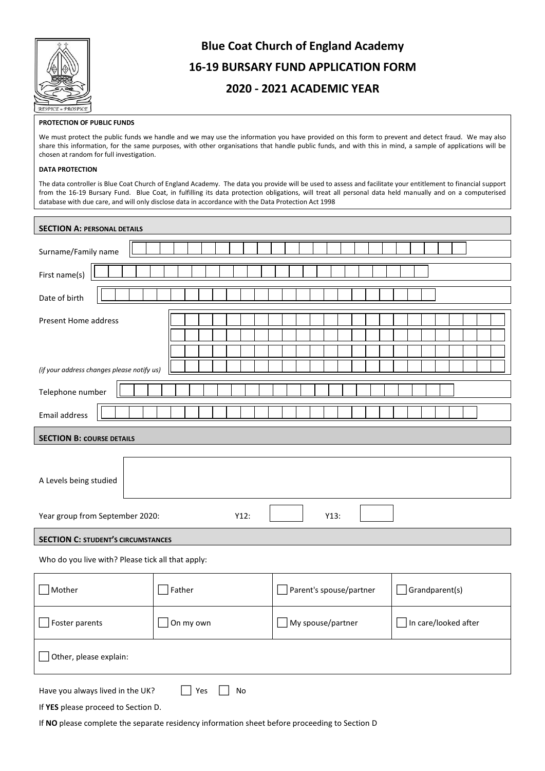# Blue Coat Church of England Academy

## 16-19 BURSARY FUND APPLICATION FORM

## 2020 - 2021 ACADEMIC YEAR

**PROTECTION OF PUBLIC FUNDS**

We must protect the public funds we handle and we may use the information you have provided on this form to prevent and detect fraud. We may also share this information, for the same purposes, with other organisations that handle public funds, and with this in mind, a sample of applications will be chosen at random for full investigation.

**DATA PROTECTION**

The data controller is Blue Coat Church of England Academy. The data you provide will be used to assess and facilitate your entitlement to financial support from the 16-19 Bursary Fund. Blue Coat, in fulfilling its data protection obligations, will treat all personal data held manually and on a computerised database with due care, and will only disclose data in accordance with the Data Protection Act 1998

### SECTION A: PERSONAL DETAILS

Surname/Family name

First name(s)

Date of birth

Present Home address

*(if your address changes please notify us)*

Telephone number

Email address

### SECTION B: COURSE DETAILS

A Levels being studied

Year group from September 2020: Y12: ☐ Y13: ☐

### SECTION C: STUDENT'S CIRCUMSTANCES

Who do you live with? Please tick all that apply:

| | | | |
|---|---|---|---|
| ☐ Mother | ☐ Father | ☐ Parent's spouse/partner | ☐ Grandparent(s) |
| ☐ Foster parents | ☐ On my own | ☐ My spouse/partner | ☐ In care/looked after |
| ☐ Other, please explain: | | | |

Have you always lived in the UK? ☐ Yes ☐ No

If **YES** please proceed to Section D.

If **NO** please complete the separate residency information sheet before proceeding to Section D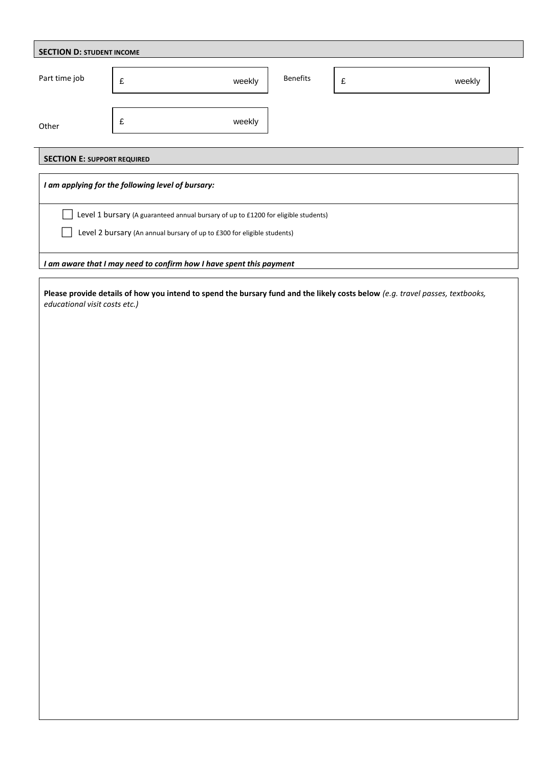## SECTION D: STUDENT INCOME

| | | | |
|---|---|---|---|
| Part time job | £ weekly | Benefits | £ weekly |
| Other | £ weekly | | |

## SECTION E: SUPPORT REQUIRED

***I am applying for the following level of bursary:***

- ☐ Level 1 bursary (A guaranteed annual bursary of up to £1200 for eligible students)
- ☐ Level 2 bursary (An annual bursary of up to £300 for eligible students)

***I am aware that I may need to confirm how I have spent this payment***

**Please provide details of how you intend to spend the bursary fund and the likely costs below** *(e.g. travel passes, textbooks, educational visit costs etc.)*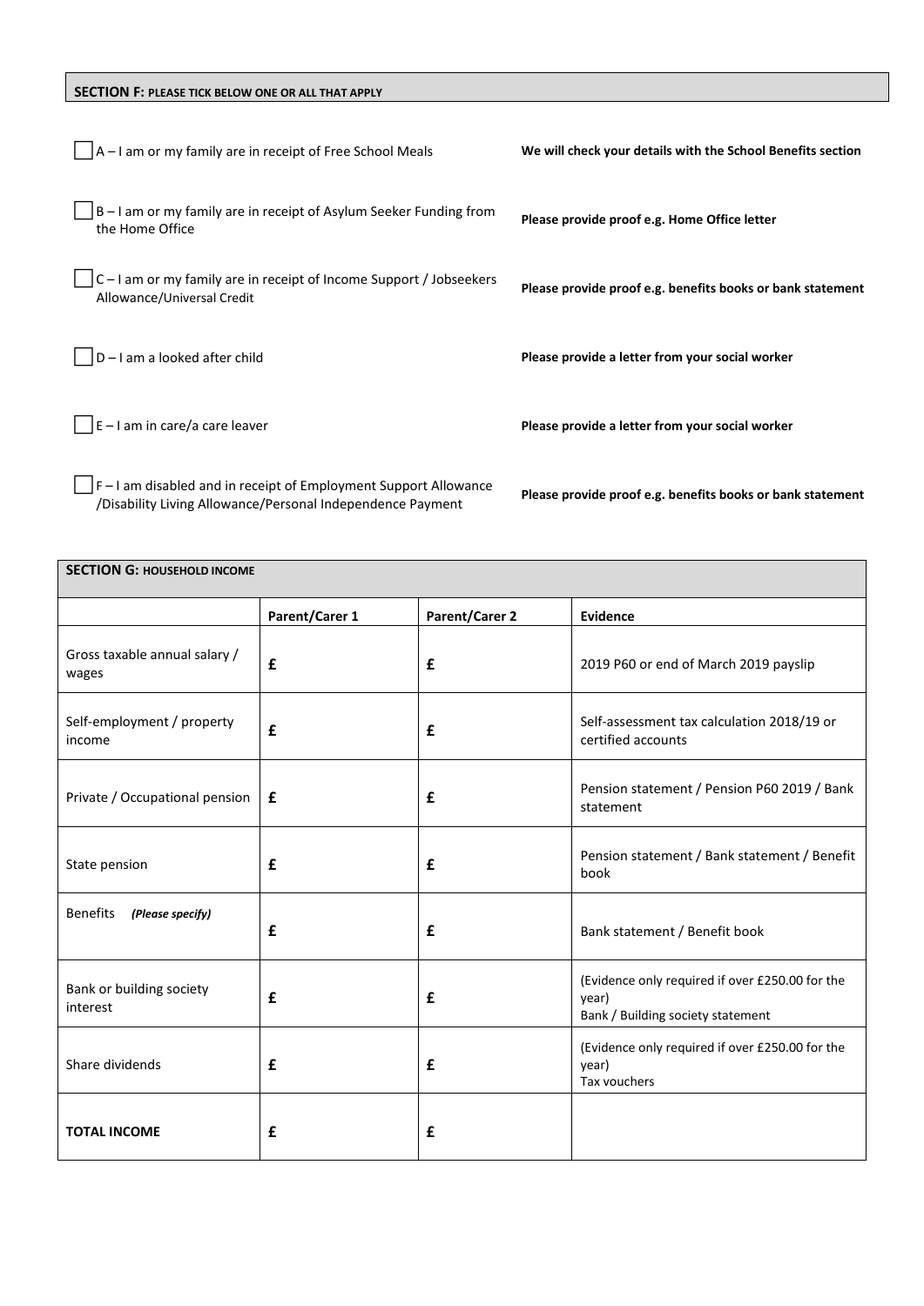## SECTION F: PLEASE TICK BELOW ONE OR ALL THAT APPLY

| | |
|---|---|
| ☐ A – I am or my family are in receipt of Free School Meals | **We will check your details with the School Benefits section** |
| ☐ B – I am or my family are in receipt of Asylum Seeker Funding from the Home Office | **Please provide proof e.g. Home Office letter** |
| ☐ C – I am or my family are in receipt of Income Support / Jobseekers Allowance/Universal Credit | **Please provide proof e.g. benefits books or bank statement** |
| ☐ D – I am a looked after child | **Please provide a letter from your social worker** |
| ☐ E – I am in care/a care leaver | **Please provide a letter from your social worker** |
| ☐ F – I am disabled and in receipt of Employment Support Allowance /Disability Living Allowance/Personal Independence Payment | **Please provide proof e.g. benefits books or bank statement** |

## SECTION G: HOUSEHOLD INCOME

| | **Parent/Carer 1** | **Parent/Carer 2** | **Evidence** |
|---|---|---|---|
| Gross taxable annual salary / wages | **£** | **£** | 2019 P60 or end of March 2019 payslip |
| Self-employment / property income | **£** | **£** | Self-assessment tax calculation 2018/19 or certified accounts |
| Private / Occupational pension | **£** | **£** | Pension statement / Pension P60 2019 / Bank statement |
| State pension | **£** | **£** | Pension statement / Bank statement / Benefit book |
| Benefits ***(Please specify)*** | **£** | **£** | Bank statement / Benefit book |
| Bank or building society interest | **£** | **£** | (Evidence only required if over £250.00 for the year) Bank / Building society statement |
| Share dividends | **£** | **£** | (Evidence only required if over £250.00 for the year) Tax vouchers |
| **TOTAL INCOME** | **£** | **£** | |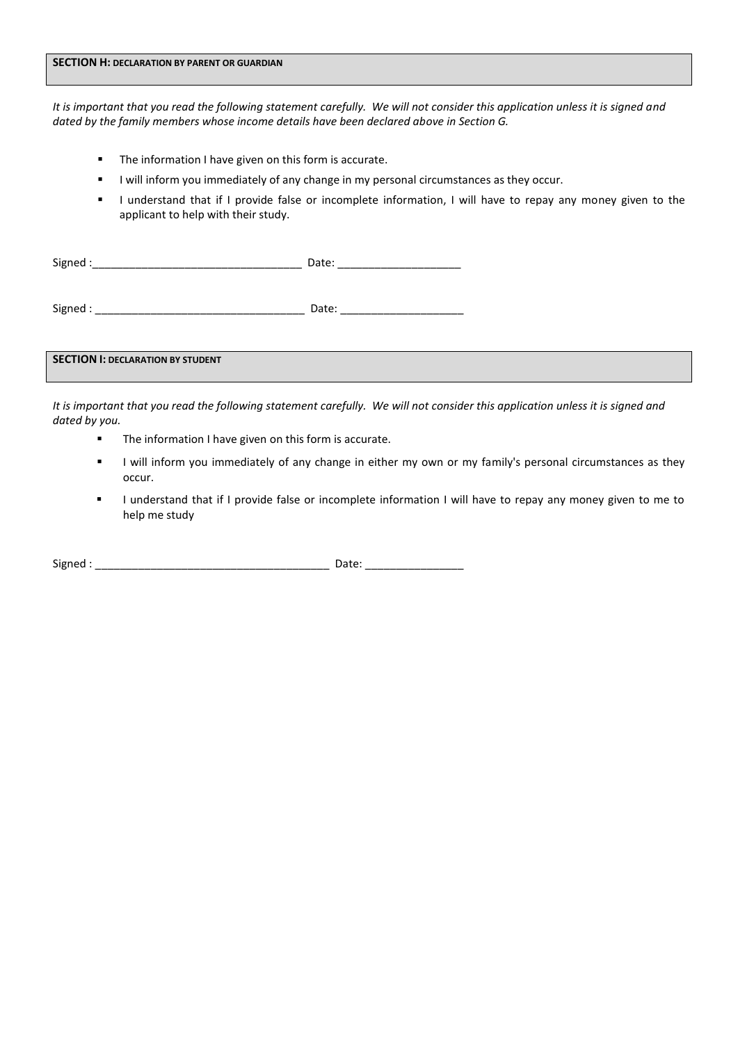## SECTION H: DECLARATION BY PARENT OR GUARDIAN

*It is important that you read the following statement carefully. We will not consider this application unless it is signed and dated by the family members whose income details have been declared above in Section G.*

- The information I have given on this form is accurate.
- I will inform you immediately of any change in my personal circumstances as they occur.
- I understand that if I provide false or incomplete information, I will have to repay any money given to the applicant to help with their study.

Signed :__________________________________ Date: ____________________

Signed : __________________________________ Date: ____________________

## SECTION I: DECLARATION BY STUDENT

*It is important that you read the following statement carefully. We will not consider this application unless it is signed and dated by you.*

- The information I have given on this form is accurate.
- I will inform you immediately of any change in either my own or my family's personal circumstances as they occur.
- I understand that if I provide false or incomplete information I will have to repay any money given to me to help me study

Signed : ______________________________________ Date: ________________